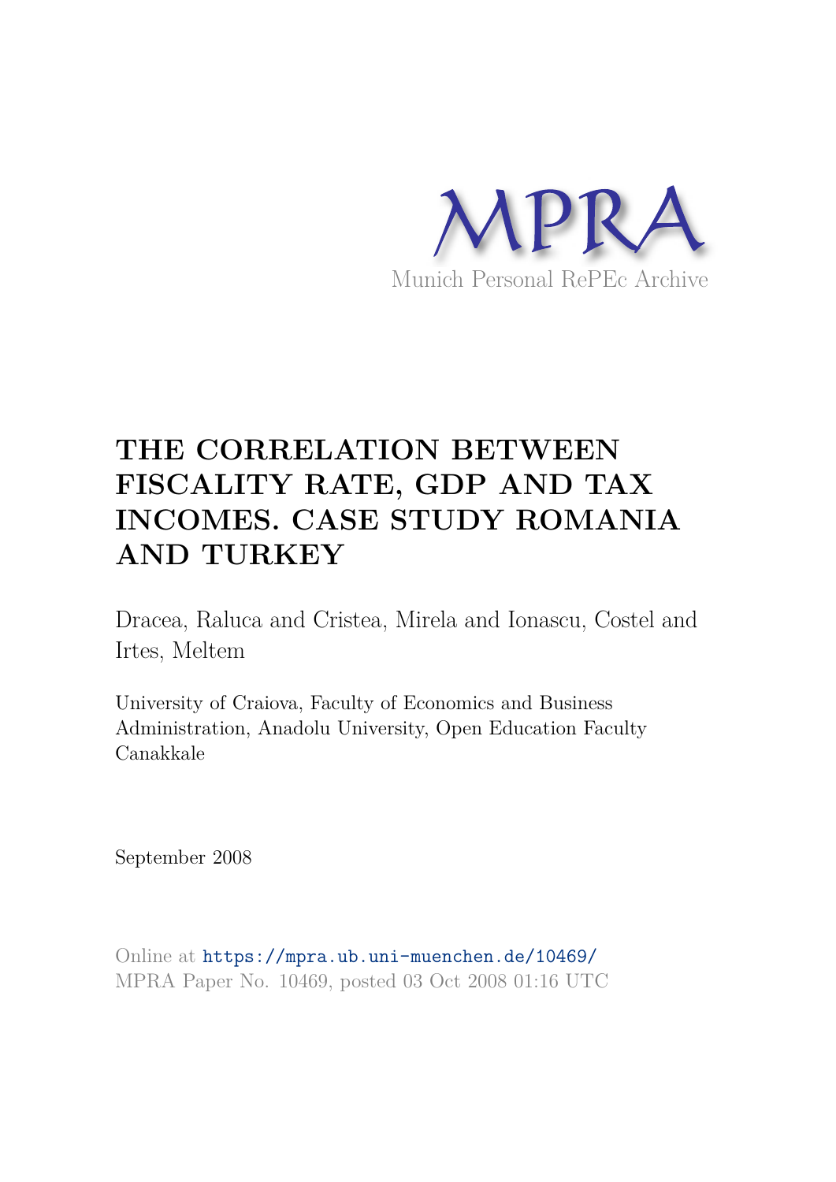MPRA

Munich Personal RePEc Archive

# THE CORRELATION BETWEEN FISCALITY RATE, GDP AND TAX INCOMES. CASE STUDY ROMANIA AND TURKEY

Dracea, Raluca and Cristea, Mirela and Ionascu, Costel and Irtes, Meltem

University of Craiova, Faculty of Economics and Business Administration, Anadolu University, Open Education Faculty Canakkale

September 2008

Online at https://mpra.ub.uni-muenchen.de/10469/
MPRA Paper No. 10469, posted 03 Oct 2008 01:16 UTC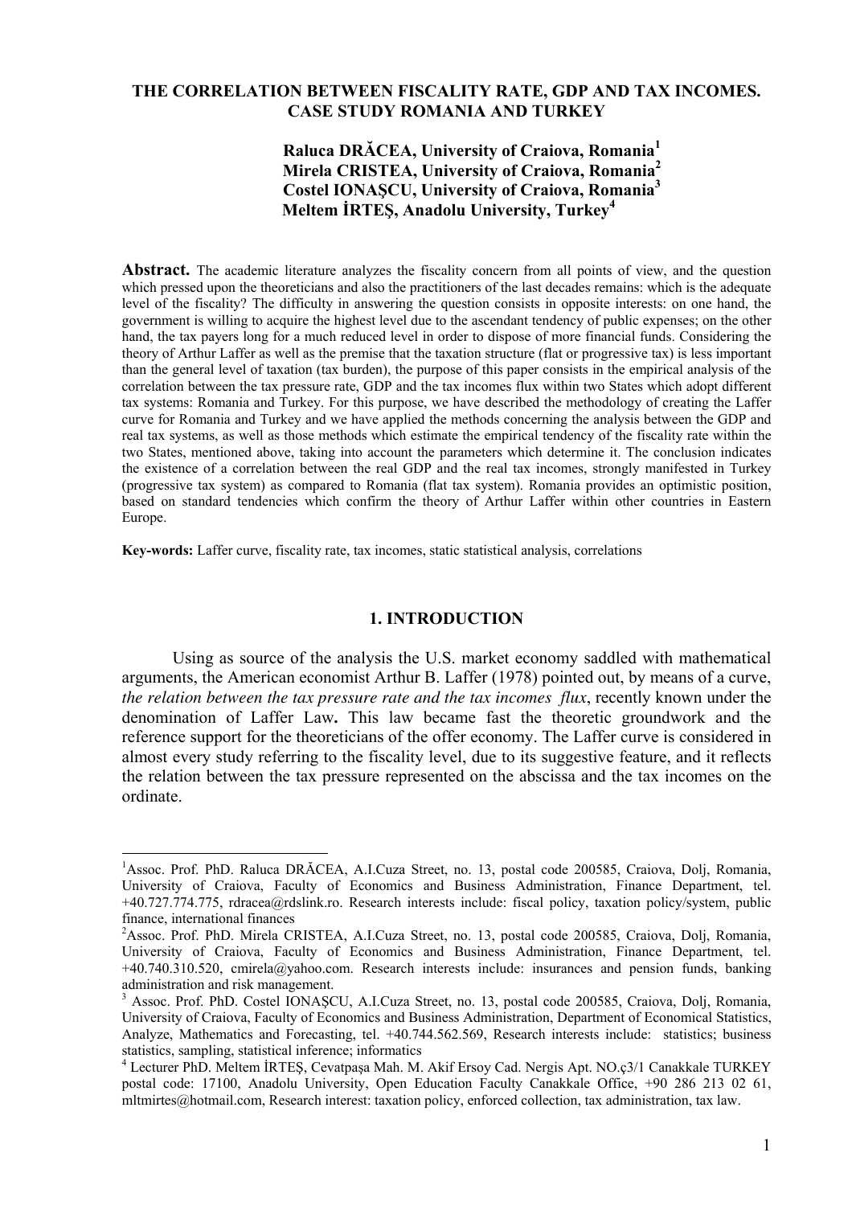# THE CORRELATION BETWEEN FISCALITY RATE, GDP AND TAX INCOMES. CASE STUDY ROMANIA AND TURKEY

**Raluca DRĂCEA, University of Craiova, Romania[1]**
**Mirela CRISTEA, University of Craiova, Romania[2]**
**Costel IONAŞCU, University of Craiova, Romania[3]**
**Meltem İRTEŞ, Anadolu University, Turkey[4]**

**Abstract.** The academic literature analyzes the fiscality concern from all points of view, and the question which pressed upon the theoreticians and also the practitioners of the last decades remains: which is the adequate level of the fiscality? The difficulty in answering the question consists in opposite interests: on one hand, the government is willing to acquire the highest level due to the ascendant tendency of public expenses; on the other hand, the tax payers long for a much reduced level in order to dispose of more financial funds. Considering the theory of Arthur Laffer as well as the premise that the taxation structure (flat or progressive tax) is less important than the general level of taxation (tax burden), the purpose of this paper consists in the empirical analysis of the correlation between the tax pressure rate, GDP and the tax incomes flux within two States which adopt different tax systems: Romania and Turkey. For this purpose, we have described the methodology of creating the Laffer curve for Romania and Turkey and we have applied the methods concerning the analysis between the GDP and real tax systems, as well as those methods which estimate the empirical tendency of the fiscality rate within the two States, mentioned above, taking into account the parameters which determine it. The conclusion indicates the existence of a correlation between the real GDP and the real tax incomes, strongly manifested in Turkey (progressive tax system) as compared to Romania (flat tax system). Romania provides an optimistic position, based on standard tendencies which confirm the theory of Arthur Laffer within other countries in Eastern Europe.

**Key-words:** Laffer curve, fiscality rate, tax incomes, static statistical analysis, correlations

## 1. INTRODUCTION

Using as source of the analysis the U.S. market economy saddled with mathematical arguments, the American economist Arthur B. Laffer (1978) pointed out, by means of a curve, *the relation between the tax pressure rate and the tax incomes flux*, recently known under the denomination of Laffer Law**.** This law became fast the theoretic groundwork and the reference support for the theoreticians of the offer economy. The Laffer curve is considered in almost every study referring to the fiscality level, due to its suggestive feature, and it reflects the relation between the tax pressure represented on the abscissa and the tax incomes on the ordinate.

---

[1] Assoc. Prof. PhD. Raluca DRĂCEA, A.I.Cuza Street, no. 13, postal code 200585, Craiova, Dolj, Romania, University of Craiova, Faculty of Economics and Business Administration, Finance Department, tel. +40.727.774.775, rdracea@rdslink.ro. Research interests include: fiscal policy, taxation policy/system, public finance, international finances

[2] Assoc. Prof. PhD. Mirela CRISTEA, A.I.Cuza Street, no. 13, postal code 200585, Craiova, Dolj, Romania, University of Craiova, Faculty of Economics and Business Administration, Finance Department, tel. +40.740.310.520, cmirela@yahoo.com. Research interests include: insurances and pension funds, banking administration and risk management.

[3] Assoc. Prof. PhD. Costel IONAŞCU, A.I.Cuza Street, no. 13, postal code 200585, Craiova, Dolj, Romania, University of Craiova, Faculty of Economics and Business Administration, Department of Economical Statistics, Analyze, Mathematics and Forecasting, tel. +40.744.562.569, Research interests include: statistics; business statistics, sampling, statistical inference; informatics

[4] Lecturer PhD. Meltem İRTEŞ, Cevatpaşa Mah. M. Akif Ersoy Cad. Nergis Apt. NO.ç3/1 Canakkale TURKEY postal code: 17100, Anadolu University, Open Education Faculty Canakkale Office, +90 286 213 02 61, mltmirtes@hotmail.com, Research interest: taxation policy, enforced collection, tax administration, tax law.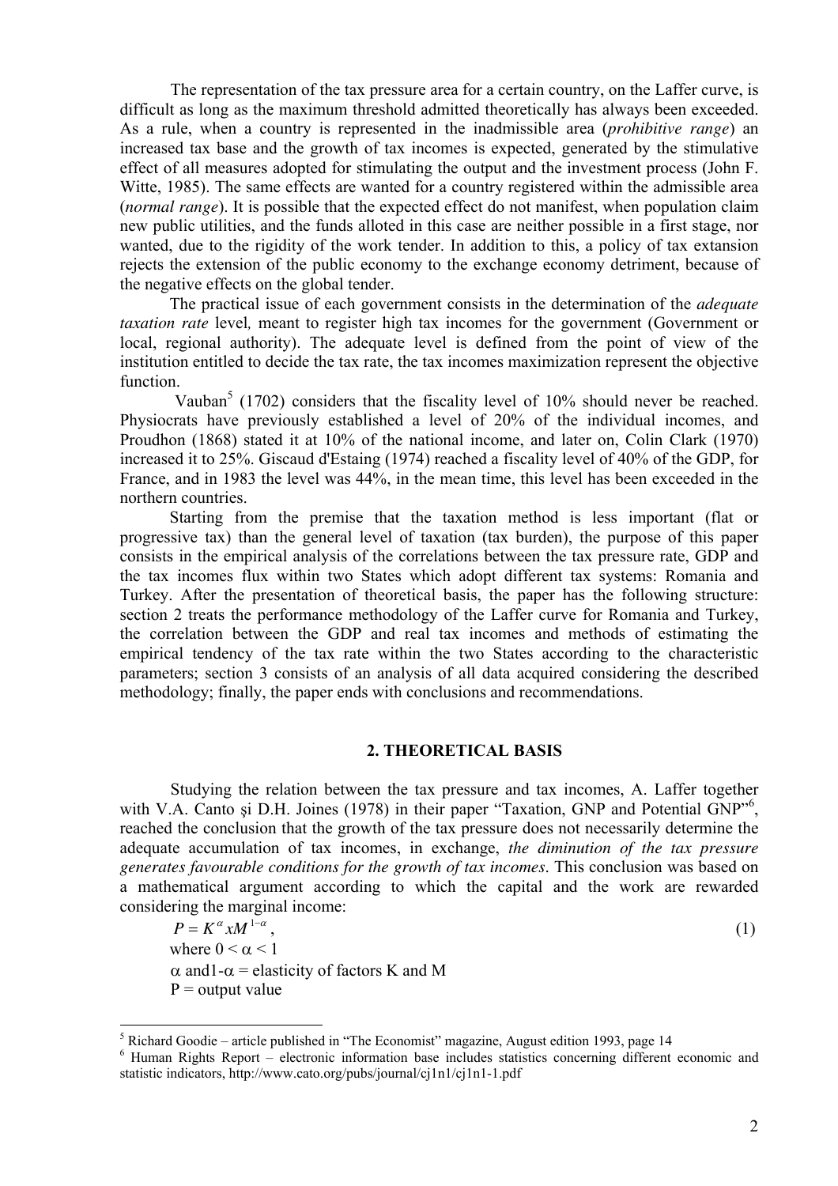The representation of the tax pressure area for a certain country, on the Laffer curve, is difficult as long as the maximum threshold admitted theoretically has always been exceeded. As a rule, when a country is represented in the inadmissible area (*prohibitive range*) an increased tax base and the growth of tax incomes is expected, generated by the stimulative effect of all measures adopted for stimulating the output and the investment process (John F. Witte, 1985). The same effects are wanted for a country registered within the admissible area (*normal range*). It is possible that the expected effect do not manifest, when population claim new public utilities, and the funds alloted in this case are neither possible in a first stage, nor wanted, due to the rigidity of the work tender. In addition to this, a policy of tax extansion rejects the extension of the public economy to the exchange economy detriment, because of the negative effects on the global tender.

The practical issue of each government consists in the determination of the *adequate taxation rate* level*,* meant to register high tax incomes for the government (Government or local, regional authority). The adequate level is defined from the point of view of the institution entitled to decide the tax rate, the tax incomes maximization represent the objective function.

Vauban[5] (1702) considers that the fiscality level of 10% should never be reached. Physiocrats have previously established a level of 20% of the individual incomes, and Proudhon (1868) stated it at 10% of the national income, and later on, Colin Clark (1970) increased it to 25%. Giscaud d'Estaing (1974) reached a fiscality level of 40% of the GDP, for France, and in 1983 the level was 44%, in the mean time, this level has been exceeded in the northern countries.

Starting from the premise that the taxation method is less important (flat or progressive tax) than the general level of taxation (tax burden), the purpose of this paper consists in the empirical analysis of the correlations between the tax pressure rate, GDP and the tax incomes flux within two States which adopt different tax systems: Romania and Turkey. After the presentation of theoretical basis, the paper has the following structure: section 2 treats the performance methodology of the Laffer curve for Romania and Turkey, the correlation between the GDP and real tax incomes and methods of estimating the empirical tendency of the tax rate within the two States according to the characteristic parameters; section 3 consists of an analysis of all data acquired considering the described methodology; finally, the paper ends with conclusions and recommendations.

## 2. THEORETICAL BASIS

Studying the relation between the tax pressure and tax incomes, A. Laffer together with V.A. Canto şi D.H. Joines (1978) in their paper "Taxation, GNP and Potential GNP"[6], reached the conclusion that the growth of the tax pressure does not necessarily determine the adequate accumulation of tax incomes, in exchange, *the diminution of the tax pressure generates favourable conditions for the growth of tax incomes*. This conclusion was based on a mathematical argument according to which the capital and the work are rewarded considering the marginal income:

$$P = K^{\alpha} x M^{1-\alpha}, \tag{1}$$

where $0 < \alpha < 1$

$\alpha$ and $1-\alpha$ = elasticity of factors K and M

P = output value

---

[5] Richard Goodie – article published in "The Economist" magazine, August edition 1993, page 14

[6] Human Rights Report – electronic information base includes statistics concerning different economic and statistic indicators, http://www.cato.org/pubs/journal/cj1n1/cj1n1-1.pdf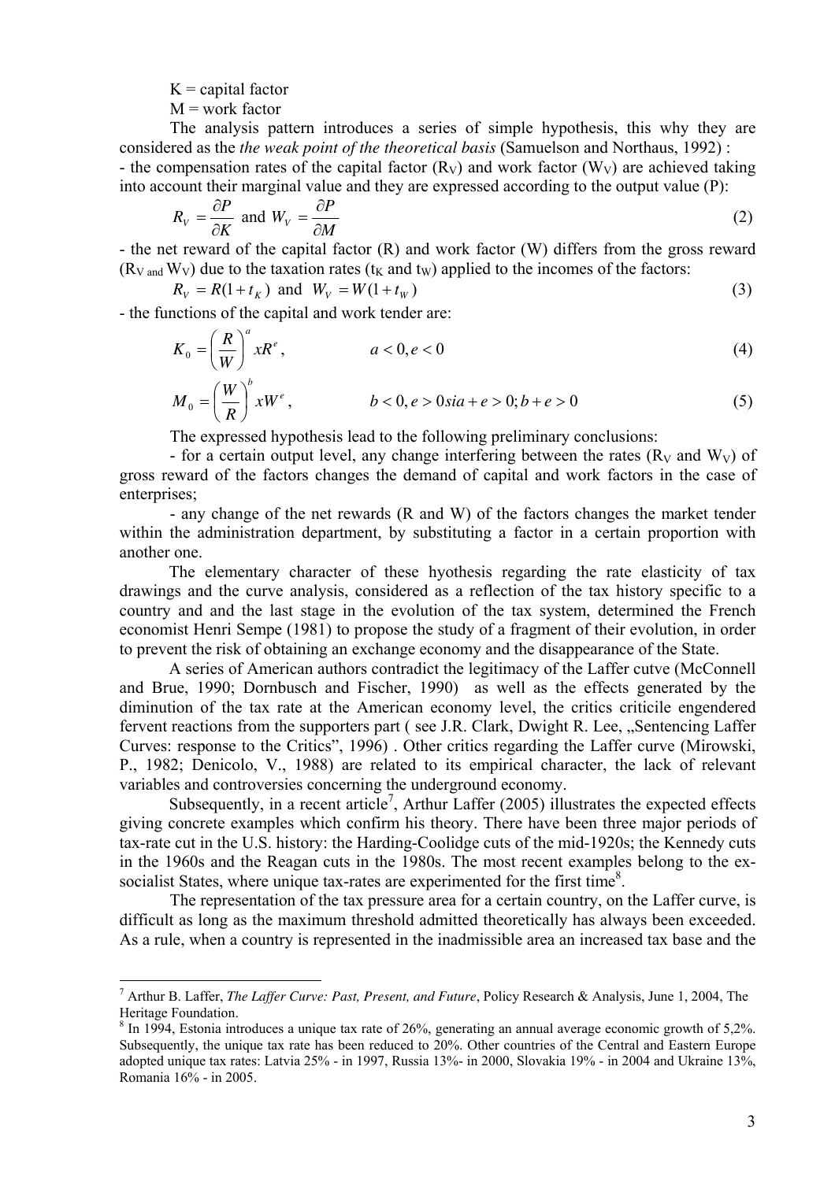K = capital factor

M = work factor

The analysis pattern introduces a series of simple hypothesis, this why they are considered as the *the weak point of the theoretical basis* (Samuelson and Northaus, 1992) :

- the compensation rates of the capital factor ($R_V$) and work factor ($W_V$) are achieved taking into account their marginal value and they are expressed according to the output value (P):

$$R_V = \frac{\partial P}{\partial K} \text{ and } W_V = \frac{\partial P}{\partial M} \quad (2)$$

- the net reward of the capital factor (R) and work factor (W) differs from the gross reward ($R_V$ and $W_V$) due to the taxation rates ($t_K$ and $t_W$) applied to the incomes of the factors:

$$R_V = R(1 + t_K) \text{ and } W_V = W(1 + t_W) \quad (3)$$

- the functions of the capital and work tender are:

$$K_0 = \left(\frac{R}{W}\right)^a x R^e, \qquad a < 0, e < 0 \quad (4)$$

$$M_0 = \left(\frac{W}{R}\right)^b x W^e, \qquad b < 0, e > 0 sia + e > 0; b + e > 0 \quad (5)$$

The expressed hypothesis lead to the following preliminary conclusions:

- for a certain output level, any change interfering between the rates ($R_V$ and $W_V$) of gross reward of the factors changes the demand of capital and work factors in the case of enterprises;

- any change of the net rewards (R and W) of the factors changes the market tender within the administration department, by substituting a factor in a certain proportion with another one.

The elementary character of these hyothesis regarding the rate elasticity of tax drawings and the curve analysis, considered as a reflection of the tax history specific to a country and and the last stage in the evolution of the tax system, determined the French economist Henri Sempe (1981) to propose the study of a fragment of their evolution, in order to prevent the risk of obtaining an exchange economy and the disappearance of the State.

A series of American authors contradict the legitimacy of the Laffer cutve (McConnell and Brue, 1990; Dornbusch and Fischer, 1990) as well as the effects generated by the diminution of the tax rate at the American economy level, the critics criticile engendered fervent reactions from the supporters part ( see J.R. Clark, Dwight R. Lee, „Sentencing Laffer Curves: response to the Critics", 1996) . Other critics regarding the Laffer curve (Mirowski, P., 1982; Denicolo, V., 1988) are related to its empirical character, the lack of relevant variables and controversies concerning the underground economy.

Subsequently, in a recent article[7], Arthur Laffer (2005) illustrates the expected effects giving concrete examples which confirm his theory. There have been three major periods of tax-rate cut in the U.S. history: the Harding-Coolidge cuts of the mid-1920s; the Kennedy cuts in the 1960s and the Reagan cuts in the 1980s. The most recent examples belong to the ex-socialist States, where unique tax-rates are experimented for the first time[8].

The representation of the tax pressure area for a certain country, on the Laffer curve, is difficult as long as the maximum threshold admitted theoretically has always been exceeded. As a rule, when a country is represented in the inadmissible area an increased tax base and the

---

[7] Arthur B. Laffer, *The Laffer Curve: Past, Present, and Future*, Policy Research & Analysis, June 1, 2004, The Heritage Foundation.

[8] In 1994, Estonia introduces a unique tax rate of 26%, generating an annual average economic growth of 5,2%. Subsequently, the unique tax rate has been reduced to 20%. Other countries of the Central and Eastern Europe adopted unique tax rates: Latvia 25% - in 1997, Russia 13%- in 2000, Slovakia 19% - in 2004 and Ukraine 13%, Romania 16% - in 2005.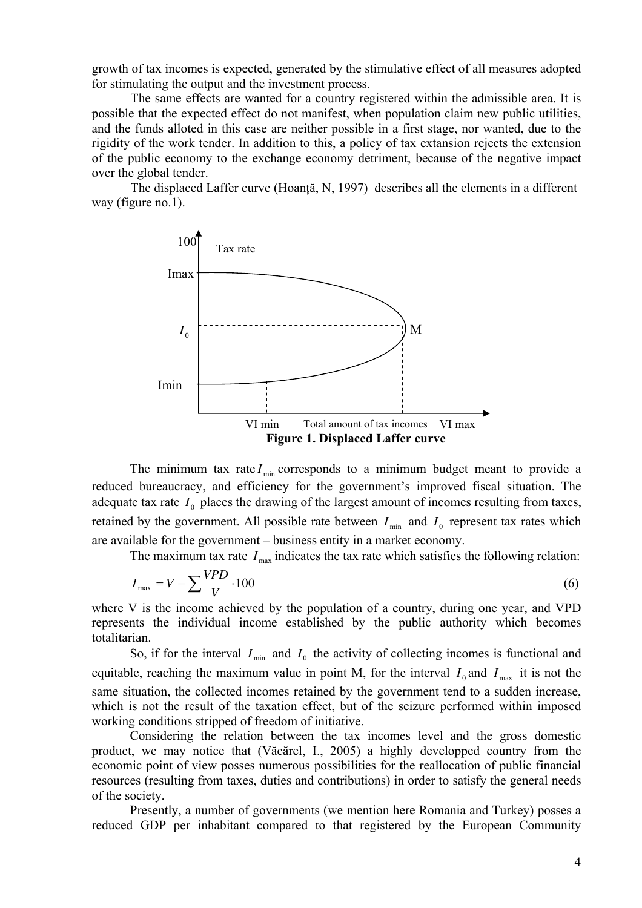growth of tax incomes is expected, generated by the stimulative effect of all measures adopted for stimulating the output and the investment process.

The same effects are wanted for a country registered within the admissible area. It is possible that the expected effect do not manifest, when population claim new public utilities, and the funds alloted in this case are neither possible in a first stage, nor wanted, due to the rigidity of the work tender. In addition to this, a policy of tax extansion rejects the extension of the public economy to the exchange economy detriment, because of the negative impact over the global tender.

The displaced Laffer curve (Hoanță, N, 1997) describes all the elements in a different way (figure no.1).

100 Tax rate

Imax

$I_0$ M

Imin

VI min Total amount of tax incomes VI max

**Figure 1. Displaced Laffer curve**

The minimum tax rate $I_{\min}$ corresponds to a minimum budget meant to provide a reduced bureaucracy, and efficiency for the government's improved fiscal situation. The adequate tax rate $I_0$ places the drawing of the largest amount of incomes resulting from taxes, retained by the government. All possible rate between $I_{\min}$ and $I_0$ represent tax rates which are available for the government – business entity in a market economy.

The maximum tax rate $I_{\max}$ indicates the tax rate which satisfies the following relation:

$$I_{\max} = V - \sum \frac{VPD}{V} \cdot 100 \qquad (6)$$

where V is the income achieved by the population of a country, during one year, and VPD represents the individual income established by the public authority which becomes totalitarian.

So, if for the interval $I_{\min}$ and $I_0$ the activity of collecting incomes is functional and equitable, reaching the maximum value in point M, for the interval $I_0$ and $I_{\max}$ it is not the same situation, the collected incomes retained by the government tend to a sudden increase, which is not the result of the taxation effect, but of the seizure performed within imposed working conditions stripped of freedom of initiative.

Considering the relation between the tax incomes level and the gross domestic product, we may notice that (Văcărel, I., 2005) a highly developped country from the economic point of view posses numerous possibilities for the reallocation of public financial resources (resulting from taxes, duties and contributions) in order to satisfy the general needs of the society.

Presently, a number of governments (we mention here Romania and Turkey) posses a reduced GDP per inhabitant compared to that registered by the European Community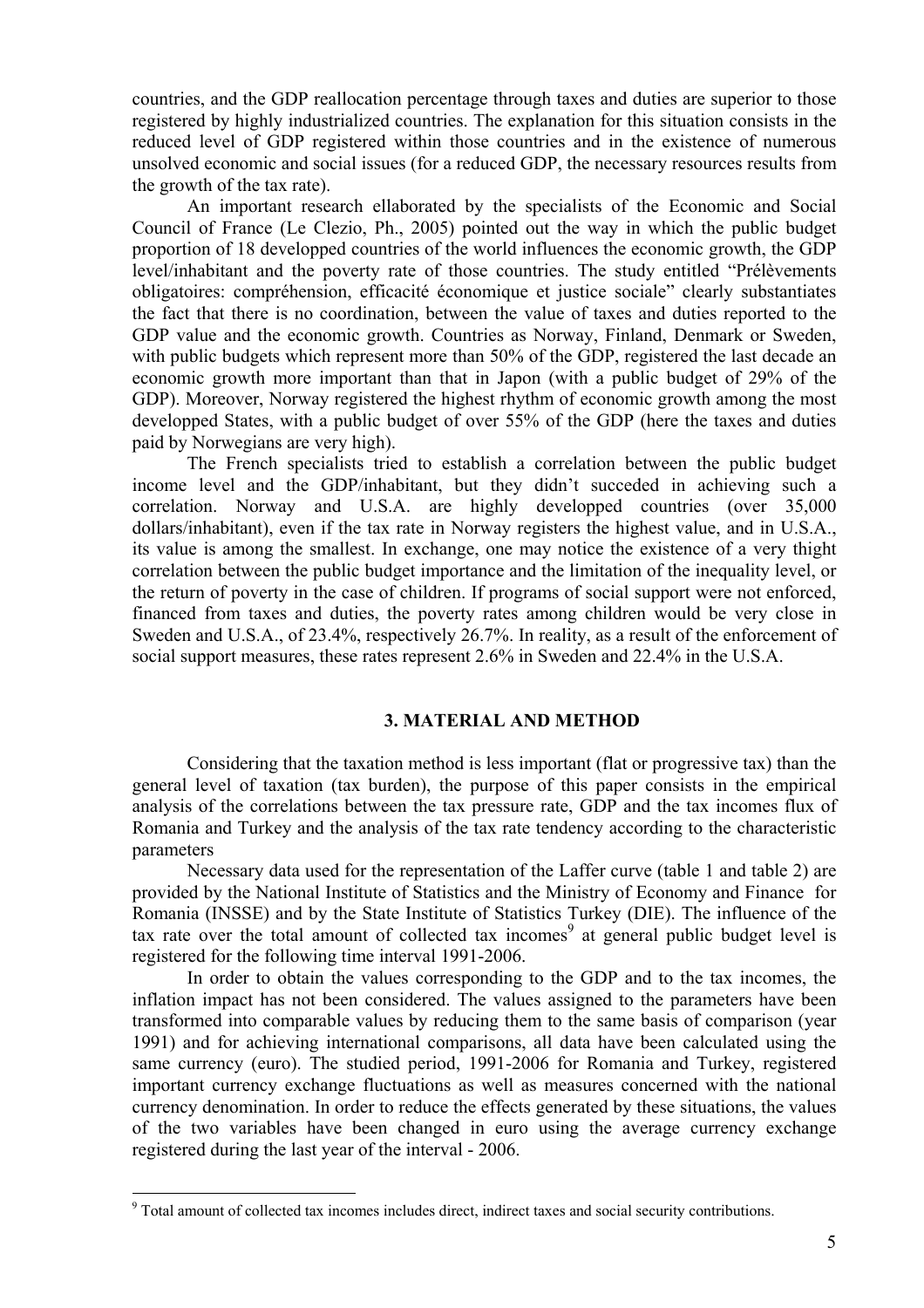countries, and the GDP reallocation percentage through taxes and duties are superior to those registered by highly industrialized countries. The explanation for this situation consists in the reduced level of GDP registered within those countries and in the existence of numerous unsolved economic and social issues (for a reduced GDP, the necessary resources results from the growth of the tax rate).

An important research ellaborated by the specialists of the Economic and Social Council of France (Le Clezio, Ph., 2005) pointed out the way in which the public budget proportion of 18 developped countries of the world influences the economic growth, the GDP level/inhabitant and the poverty rate of those countries. The study entitled "Prélèvements obligatoires: compréhension, efficacité économique et justice sociale" clearly substantiates the fact that there is no coordination, between the value of taxes and duties reported to the GDP value and the economic growth. Countries as Norway, Finland, Denmark or Sweden, with public budgets which represent more than 50% of the GDP, registered the last decade an economic growth more important than that in Japon (with a public budget of 29% of the GDP). Moreover, Norway registered the highest rhythm of economic growth among the most developped States, with a public budget of over 55% of the GDP (here the taxes and duties paid by Norwegians are very high).

The French specialists tried to establish a correlation between the public budget income level and the GDP/inhabitant, but they didn't succeded in achieving such a correlation. Norway and U.S.A. are highly developped countries (over 35,000 dollars/inhabitant), even if the tax rate in Norway registers the highest value, and in U.S.A., its value is among the smallest. In exchange, one may notice the existence of a very thight correlation between the public budget importance and the limitation of the inequality level, or the return of poverty in the case of children. If programs of social support were not enforced, financed from taxes and duties, the poverty rates among children would be very close in Sweden and U.S.A., of 23.4%, respectively 26.7%. In reality, as a result of the enforcement of social support measures, these rates represent 2.6% in Sweden and 22.4% in the U.S.A.

## 3. MATERIAL AND METHOD

Considering that the taxation method is less important (flat or progressive tax) than the general level of taxation (tax burden), the purpose of this paper consists in the empirical analysis of the correlations between the tax pressure rate, GDP and the tax incomes flux of Romania and Turkey and the analysis of the tax rate tendency according to the characteristic parameters

Necessary data used for the representation of the Laffer curve (table 1 and table 2) are provided by the National Institute of Statistics and the Ministry of Economy and Finance for Romania (INSSE) and by the State Institute of Statistics Turkey (DIE). The influence of the tax rate over the total amount of collected tax incomes[9] at general public budget level is registered for the following time interval 1991-2006.

In order to obtain the values corresponding to the GDP and to the tax incomes, the inflation impact has not been considered. The values assigned to the parameters have been transformed into comparable values by reducing them to the same basis of comparison (year 1991) and for achieving international comparisons, all data have been calculated using the same currency (euro). The studied period, 1991-2006 for Romania and Turkey, registered important currency exchange fluctuations as well as measures concerned with the national currency denomination. In order to reduce the effects generated by these situations, the values of the two variables have been changed in euro using the average currency exchange registered during the last year of the interval - 2006.

[9] Total amount of collected tax incomes includes direct, indirect taxes and social security contributions.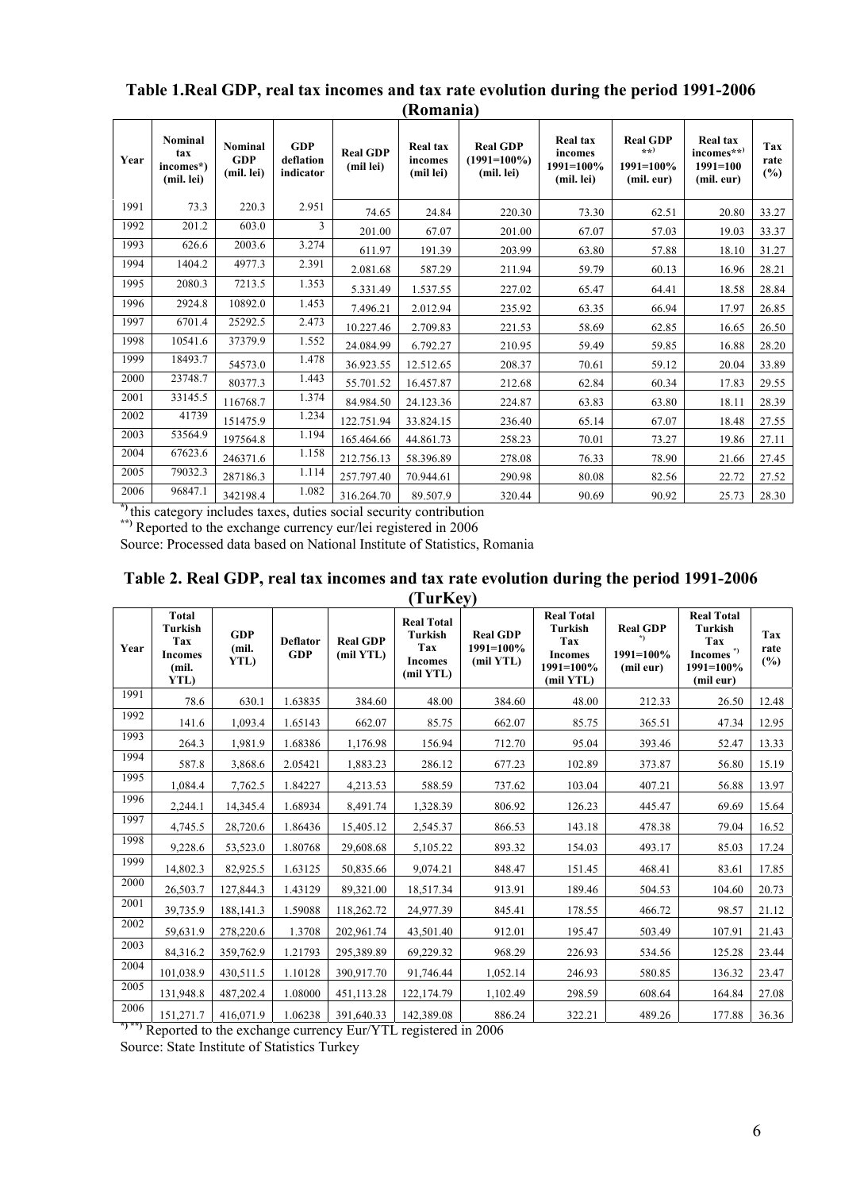**Table 1.Real GDP, real tax incomes and tax rate evolution during the period 1991-2006 (Romania)**

| Year | Nominal tax incomes*) (mil. lei) | Nominal GDP (mil. lei) | GDP deflation indicator | Real GDP (mil lei) | Real tax incomes (mil lei) | Real GDP (1991=100%) (mil. lei) | Real tax incomes 1991=100% (mil. lei) | Real GDP **) 1991=100% (mil. eur) | Real tax incomes**) 1991=100 (mil. eur) | Tax rate (%) |
|---|---|---|---|---|---|---|---|---|---|---|
| 1991 | 73.3 | 220.3 | 2.951 | 74.65 | 24.84 | 220.30 | 73.30 | 62.51 | 20.80 | 33.27 |
| 1992 | 201.2 | 603.0 | 3 | 201.00 | 67.07 | 201.00 | 67.07 | 57.03 | 19.03 | 33.37 |
| 1993 | 626.6 | 2003.6 | 3.274 | 611.97 | 191.39 | 203.99 | 63.80 | 57.88 | 18.10 | 31.27 |
| 1994 | 1404.2 | 4977.3 | 2.391 | 2.081.68 | 587.29 | 211.94 | 59.79 | 60.13 | 16.96 | 28.21 |
| 1995 | 2080.3 | 7213.5 | 1.353 | 5.331.49 | 1.537.55 | 227.02 | 65.47 | 64.41 | 18.58 | 28.84 |
| 1996 | 2924.8 | 10892.0 | 1.453 | 7.496.21 | 2.012.94 | 235.92 | 63.35 | 66.94 | 17.97 | 26.85 |
| 1997 | 6701.4 | 25292.5 | 2.473 | 10.227.46 | 2.709.83 | 221.53 | 58.69 | 62.85 | 16.65 | 26.50 |
| 1998 | 10541.6 | 37379.9 | 1.552 | 24.084.99 | 6.792.27 | 210.95 | 59.49 | 59.85 | 16.88 | 28.20 |
| 1999 | 18493.7 | 54573.0 | 1.478 | 36.923.55 | 12.512.65 | 208.37 | 70.61 | 59.12 | 20.04 | 33.89 |
| 2000 | 23748.7 | 80377.3 | 1.443 | 55.701.52 | 16.457.87 | 212.68 | 62.84 | 60.34 | 17.83 | 29.55 |
| 2001 | 33145.5 | 116768.7 | 1.374 | 84.984.50 | 24.123.36 | 224.87 | 63.83 | 63.80 | 18.11 | 28.39 |
| 2002 | 41739 | 151475.9 | 1.234 | 122.751.94 | 33.824.15 | 236.40 | 65.14 | 67.07 | 18.48 | 27.55 |
| 2003 | 53564.9 | 197564.8 | 1.194 | 165.464.66 | 44.861.73 | 258.23 | 70.01 | 73.27 | 19.86 | 27.11 |
| 2004 | 67623.6 | 246371.6 | 1.158 | 212.756.13 | 58.396.89 | 278.08 | 76.33 | 78.90 | 21.66 | 27.45 |
| 2005 | 79032.3 | 287186.3 | 1.114 | 257.797.40 | 70.944.61 | 290.98 | 80.08 | 82.56 | 22.72 | 27.52 |
| 2006 | 96847.1 | 342198.4 | 1.082 | 316.264.70 | 89.507.9 | 320.44 | 90.69 | 90.92 | 25.73 | 28.30 |

*) this category includes taxes, duties social security contribution

**) Reported to the exchange currency eur/lei registered in 2006

Source: Processed data based on National Institute of Statistics, Romania

**Table 2. Real GDP, real tax incomes and tax rate evolution during the period 1991-2006 (TurKey)**

| Year | Total Turkish Tax Incomes (mil. YTL) | GDP (mil. YTL) | Deflator GDP | Real GDP (mil YTL) | Real Total Turkish Tax Incomes (mil YTL) | Real GDP 1991=100% (mil YTL) | Real Total Turkish Tax Incomes 1991=100% (mil YTL) | Real GDP *) 1991=100% (mil eur) | Real Total Turkish Tax Incomes *) 1991=100% (mil eur) | Tax rate (%) |
|---|---|---|---|---|---|---|---|---|---|---|
| 1991 | 78.6 | 630.1 | 1.63835 | 384.60 | 48.00 | 384.60 | 48.00 | 212.33 | 26.50 | 12.48 |
| 1992 | 141.6 | 1,093.4 | 1.65143 | 662.07 | 85.75 | 662.07 | 85.75 | 365.51 | 47.34 | 12.95 |
| 1993 | 264.3 | 1,981.9 | 1.68386 | 1,176.98 | 156.94 | 712.70 | 95.04 | 393.46 | 52.47 | 13.33 |
| 1994 | 587.8 | 3,868.6 | 2.05421 | 1,883.23 | 286.12 | 677.23 | 102.89 | 373.87 | 56.80 | 15.19 |
| 1995 | 1,084.4 | 7,762.5 | 1.84227 | 4,213.53 | 588.59 | 737.62 | 103.04 | 407.21 | 56.88 | 13.97 |
| 1996 | 2,244.1 | 14,345.4 | 1.68934 | 8,491.74 | 1,328.39 | 806.92 | 126.23 | 445.47 | 69.69 | 15.64 |
| 1997 | 4,745.5 | 28,720.6 | 1.86436 | 15,405.12 | 2,545.37 | 866.53 | 143.18 | 478.38 | 79.04 | 16.52 |
| 1998 | 9,228.6 | 53,523.0 | 1.80768 | 29,608.68 | 5,105.22 | 893.32 | 154.03 | 493.17 | 85.03 | 17.24 |
| 1999 | 14,802.3 | 82,925.5 | 1.63125 | 50,835.66 | 9,074.21 | 848.47 | 151.45 | 468.41 | 83.61 | 17.85 |
| 2000 | 26,503.7 | 127,844.3 | 1.43129 | 89,321.00 | 18,517.34 | 913.91 | 189.46 | 504.53 | 104.60 | 20.73 |
| 2001 | 39,735.9 | 188,141.3 | 1.59088 | 118,262.72 | 24,977.39 | 845.41 | 178.55 | 466.72 | 98.57 | 21.12 |
| 2002 | 59,631.9 | 278,220.6 | 1.3708 | 202,961.74 | 43,501.40 | 912.01 | 195.47 | 503.49 | 107.91 | 21.43 |
| 2003 | 84,316.2 | 359,762.9 | 1.21793 | 295,389.89 | 69,229.32 | 968.29 | 226.93 | 534.56 | 125.28 | 23.44 |
| 2004 | 101,038.9 | 430,511.5 | 1.10128 | 390,917.70 | 91,746.44 | 1,052.14 | 246.93 | 580.85 | 136.32 | 23.47 |
| 2005 | 131,948.8 | 487,202.4 | 1.08000 | 451,113.28 | 122,174.79 | 1,102.49 | 298.59 | 608.64 | 164.84 | 27.08 |
| 2006 | 151,271.7 | 416,071.9 | 1.06238 | 391,640.33 | 142,389.08 | 886.24 | 322.21 | 489.26 | 177.88 | 36.36 |

*) **) Reported to the exchange currency Eur/YTL registered in 2006

Source: State Institute of Statistics Turkey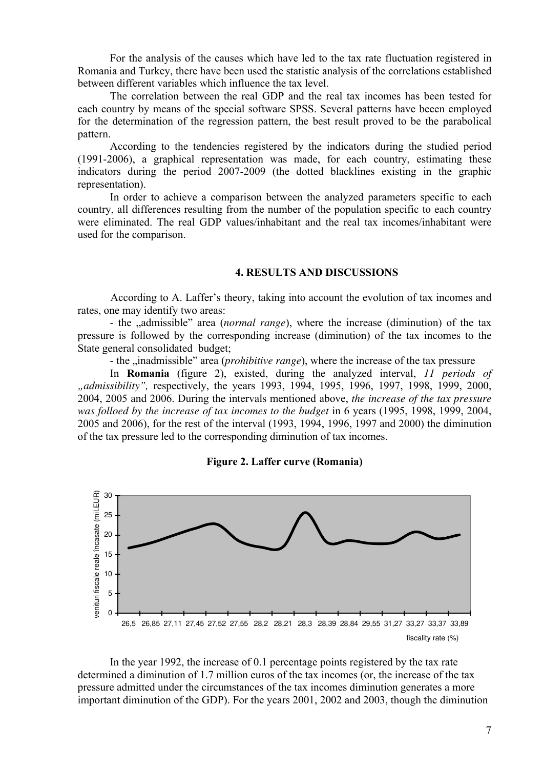For the analysis of the causes which have led to the tax rate fluctuation registered in Romania and Turkey, there have been used the statistic analysis of the correlations established between different variables which influence the tax level.

The correlation between the real GDP and the real tax incomes has been tested for each country by means of the special software SPSS. Several patterns have beeen employed for the determination of the regression pattern, the best result proved to be the parabolical pattern.

According to the tendencies registered by the indicators during the studied period (1991-2006), a graphical representation was made, for each country, estimating these indicators during the period 2007-2009 (the dotted blacklines existing in the graphic representation).

In order to achieve a comparison between the analyzed parameters specific to each country, all differences resulting from the number of the population specific to each country were eliminated. The real GDP values/inhabitant and the real tax incomes/inhabitant were used for the comparison.

## 4. RESULTS AND DISCUSSIONS

According to A. Laffer's theory, taking into account the evolution of tax incomes and rates, one may identify two areas:

- the „admissible" area (*normal range*), where the increase (diminution) of the tax pressure is followed by the corresponding increase (diminution) of the tax incomes to the State general consolidated budget;

- the „inadmissible" area (*prohibitive range*), where the increase of the tax pressure

In **Romania** (figure 2), existed, during the analyzed interval, *11 periods of „admissibility"*, respectively, the years 1993, 1994, 1995, 1996, 1997, 1998, 1999, 2000, 2004, 2005 and 2006. During the intervals mentioned above, *the increase of the tax pressure was folloed by the increase of tax incomes to the budget* in 6 years (1995, 1998, 1999, 2004, 2005 and 2006), for the rest of the interval (1993, 1994, 1996, 1997 and 2000) the diminution of the tax pressure led to the corresponding diminution of tax incomes.

**Figure 2. Laffer curve (Romania)**

venituri fiscale reale încasate (mil.EUR)

30, 25, 20, 15, 10, 5, 0

26,5 26,85 27,11 27,45 27,52 27,55 28,2 28,21 28,3 28,39 28,84 29,55 31,27 33,27 33,37 33,89

fiscality rate (%)

In the year 1992, the increase of 0.1 percentage points registered by the tax rate determined a diminution of 1.7 million euros of the tax incomes (or, the increase of the tax pressure admitted under the circumstances of the tax incomes diminution generates a more important diminution of the GDP). For the years 2001, 2002 and 2003, though the diminution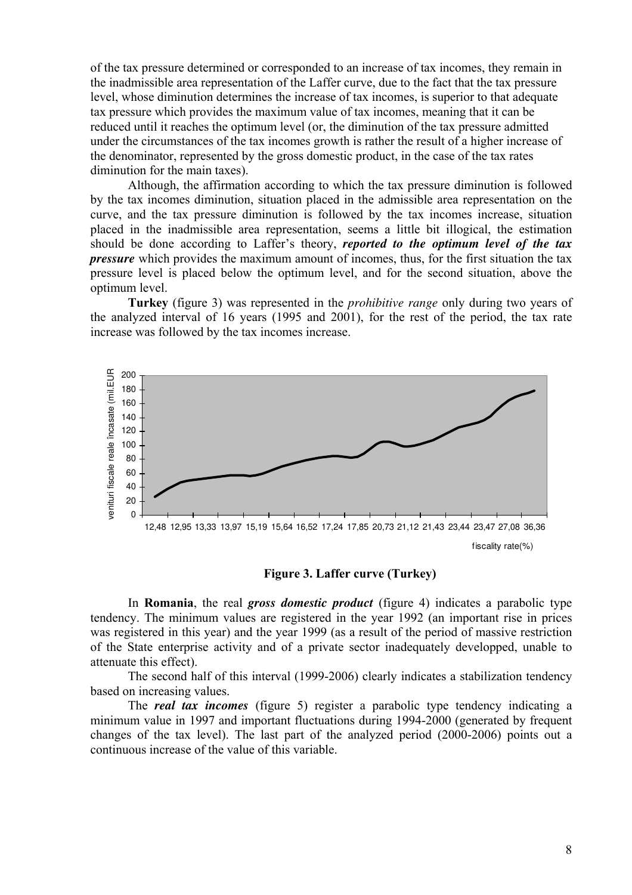of the tax pressure determined or corresponded to an increase of tax incomes, they remain in the inadmissible area representation of the Laffer curve, due to the fact that the tax pressure level, whose diminution determines the increase of tax incomes, is superior to that adequate tax pressure which provides the maximum value of tax incomes, meaning that it can be reduced until it reaches the optimum level (or, the diminution of the tax pressure admitted under the circumstances of the tax incomes growth is rather the result of a higher increase of the denominator, represented by the gross domestic product, in the case of the tax rates diminution for the main taxes).

Although, the affirmation according to which the tax pressure diminution is followed by the tax incomes diminution, situation placed in the admissible area representation on the curve, and the tax pressure diminution is followed by the tax incomes increase, situation placed in the inadmissible area representation, seems a little bit illogical, the estimation should be done according to Laffer's theory, ***reported to the optimum level of the tax pressure*** which provides the maximum amount of incomes, thus, for the first situation the tax pressure level is placed below the optimum level, and for the second situation, above the optimum level.

**Turkey** (figure 3) was represented in the *prohibitive range* only during two years of the analyzed interval of 16 years (1995 and 2001), for the rest of the period, the tax rate increase was followed by the tax incomes increase.

**Figure 3. Laffer curve (Turkey)**

In **Romania**, the real ***gross domestic product*** (figure 4) indicates a parabolic type tendency. The minimum values are registered in the year 1992 (an important rise in prices was registered in this year) and the year 1999 (as a result of the period of massive restriction of the State enterprise activity and of a private sector inadequately developped, unable to attenuate this effect).

The second half of this interval (1999-2006) clearly indicates a stabilization tendency based on increasing values.

The ***real tax incomes*** (figure 5) register a parabolic type tendency indicating a minimum value in 1997 and important fluctuations during 1994-2000 (generated by frequent changes of the tax level). The last part of the analyzed period (2000-2006) points out a continuous increase of the value of this variable.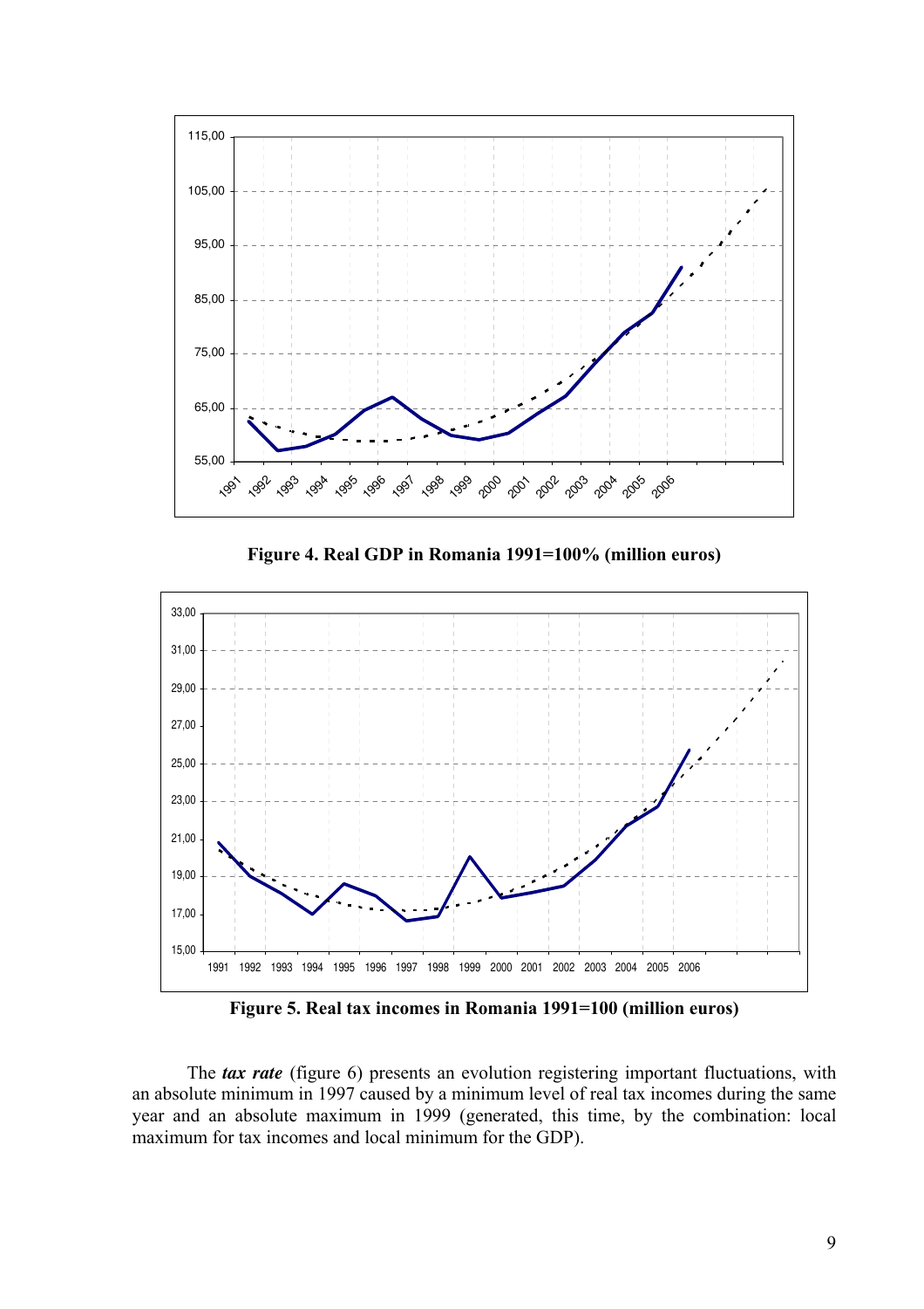**Figure 4. Real GDP in Romania 1991=100% (million euros)**

**Figure 5. Real tax incomes in Romania 1991=100 (million euros)**

The ***tax rate*** (figure 6) presents an evolution registering important fluctuations, with an absolute minimum in 1997 caused by a minimum level of real tax incomes during the same year and an absolute maximum in 1999 (generated, this time, by the combination: local maximum for tax incomes and local minimum for the GDP).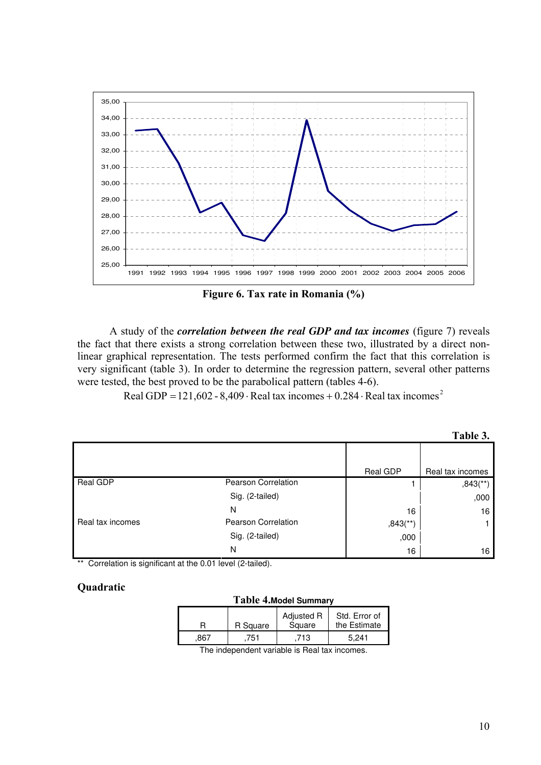Figure 6. Tax rate in Romania (%)

A study of the ***correlation between the real GDP and tax incomes*** (figure 7) reveals the fact that there exists a strong correlation between these two, illustrated by a direct non-linear graphical representation. The tests performed confirm the fact that this correlation is very significant (table 3). In order to determine the regression pattern, several other patterns were tested, the best proved to be the parabolical pattern (tables 4-6).

$$\text{Real GDP} = 121{,}602 - 8{,}409 \cdot \text{Real tax incomes} + 0.284 \cdot \text{Real tax incomes}^2$$

**Table 3.**

| | | Real GDP | Real tax incomes |
|---|---|---|---|
| Real GDP | Pearson Correlation | 1 | ,843(**) |
| | Sig. (2-tailed) | | ,000 |
| | N | 16 | 16 |
| Real tax incomes | Pearson Correlation | ,843(**) | 1 |
| | Sig. (2-tailed) | ,000 | |
| | N | 16 | 16 |

** Correlation is significant at the 0.01 level (2-tailed).

**Quadratic**

**Table 4. Model Summary**

| R | R Square | Adjusted R Square | Std. Error of the Estimate |
|---|---|---|---|
| ,867 | ,751 | ,713 | 5,241 |

The independent variable is Real tax incomes.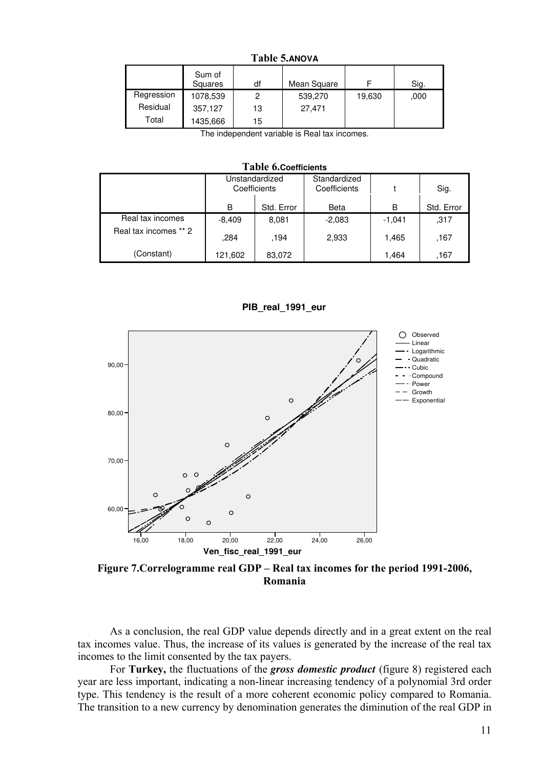**Table 5.ANOVA**

| | Sum of Squares | df | Mean Square | F | Sig. |
|---|---|---|---|---|---|
| Regression | 1078,539 | 2 | 539,270 | 19,630 | ,000 |
| Residual | 357,127 | 13 | 27,471 | | |
| Total | 1435,666 | 15 | | | |

The independent variable is Real tax incomes.

**Table 6.Coefficients**

| | Unstandardized Coefficients | | Standardized Coefficients | t | Sig. |
|---|---|---|---|---|---|
| | B | Std. Error | Beta | B | Std. Error |
| Real tax incomes | -8,409 | 8,081 | -2,083 | -1,041 | ,317 |
| Real tax incomes ** 2 | ,284 | ,194 | 2,933 | 1,465 | ,167 |
| (Constant) | 121,602 | 83,072 | | 1,464 | ,167 |

**Figure 7.Correlogramme real GDP – Real tax incomes for the period 1991-2006, Romania**

As a conclusion, the real GDP value depends directly and in a great extent on the real tax incomes value. Thus, the increase of its values is generated by the increase of the real tax incomes to the limit consented by the tax payers.

For **Turkey,** the fluctuations of the ***gross domestic product*** (figure 8) registered each year are less important, indicating a non-linear increasing tendency of a polynomial 3rd order type. This tendency is the result of a more coherent economic policy compared to Romania. The transition to a new currency by denomination generates the diminution of the real GDP in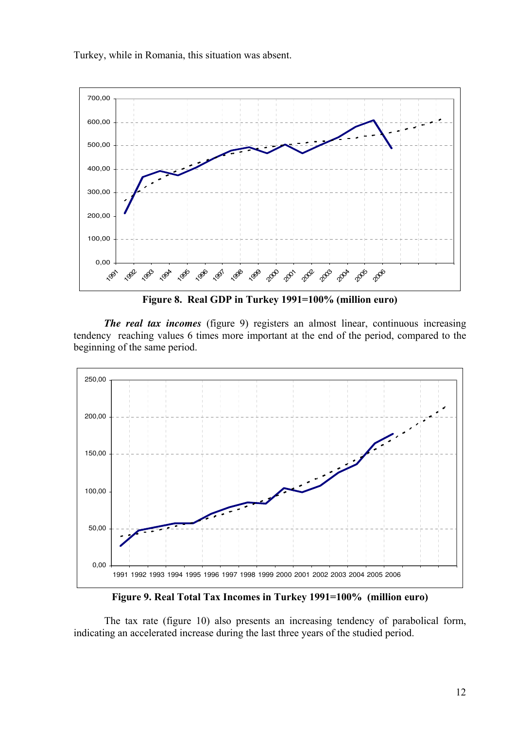Turkey, while in Romania, this situation was absent.

**Figure 8. Real GDP in Turkey 1991=100% (million euro)**

***The real tax incomes*** (figure 9) registers an almost linear, continuous increasing tendency reaching values 6 times more important at the end of the period, compared to the beginning of the same period.

**Figure 9. Real Total Tax Incomes in Turkey 1991=100% (million euro)**

The tax rate (figure 10) also presents an increasing tendency of parabolical form, indicating an accelerated increase during the last three years of the studied period.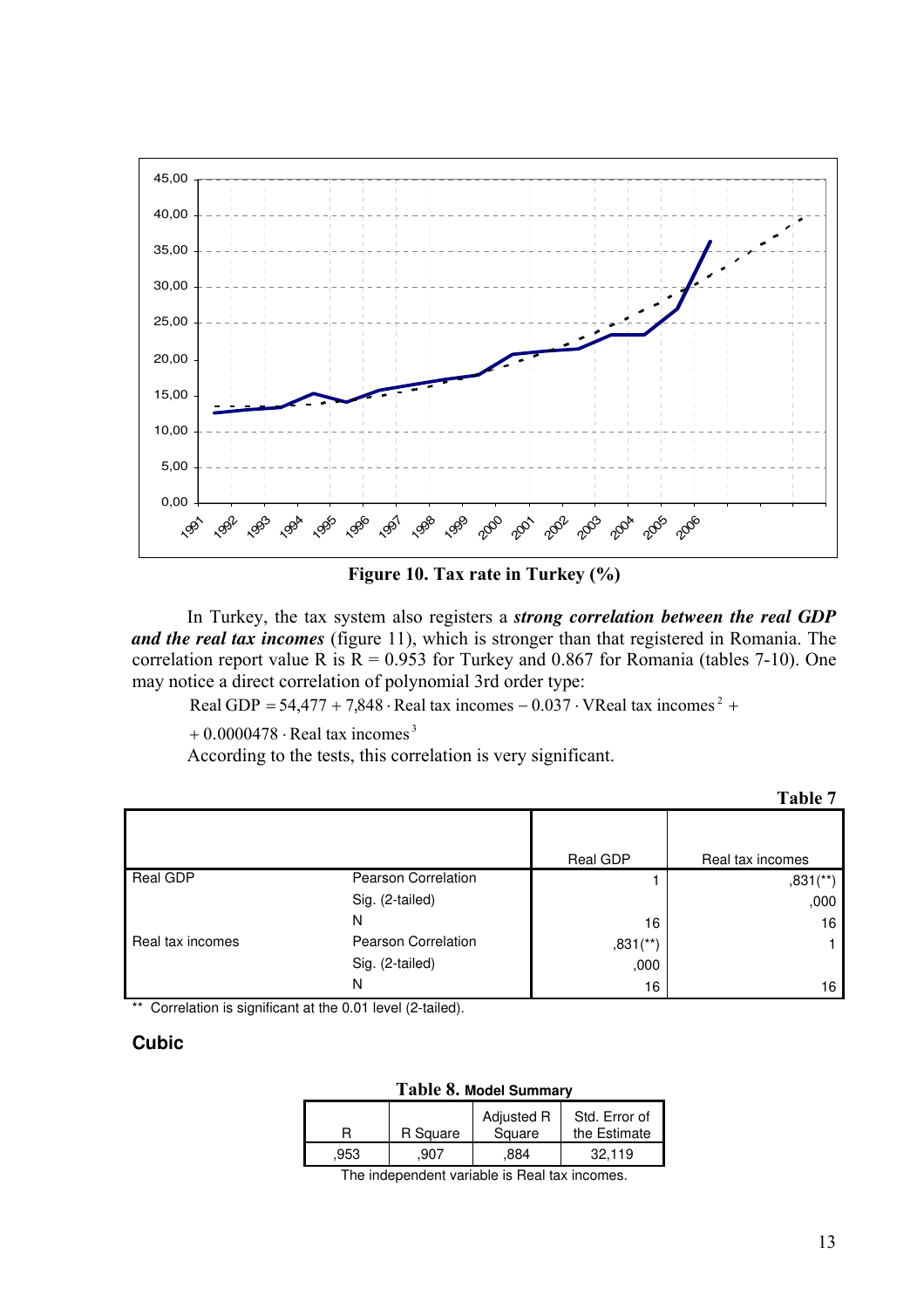**Figure 10. Tax rate in Turkey (%)**

In Turkey, the tax system also registers a ***strong correlation between the real GDP and the real tax incomes*** (figure 11), which is stronger than that registered in Romania. The correlation report value R is R = 0.953 for Turkey and 0.867 for Romania (tables 7-10). One may notice a direct correlation of polynomial 3rd order type:

$$\text{Real GDP} = 54{,}477 + 7{,}848 \cdot \text{Real tax incomes} - 0.037 \cdot \text{VReal tax incomes}^2 +$$
$$+ 0.0000478 \cdot \text{Real tax incomes}^3$$

According to the tests, this correlation is very significant.

**Table 7**

| | | Real GDP | Real tax incomes |
|---|---|---|---|
| Real GDP | Pearson Correlation | 1 | ,831(**) |
| | Sig. (2-tailed) | | ,000 |
| | N | 16 | 16 |
| Real tax incomes | Pearson Correlation | ,831(**) | 1 |
| | Sig. (2-tailed) | ,000 | |
| | N | 16 | 16 |

** Correlation is significant at the 0.01 level (2-tailed).

### Cubic

**Table 8. Model Summary**

| R | R Square | Adjusted R Square | Std. Error of the Estimate |
|---|---|---|---|
| ,953 | ,907 | ,884 | 32,119 |

The independent variable is Real tax incomes.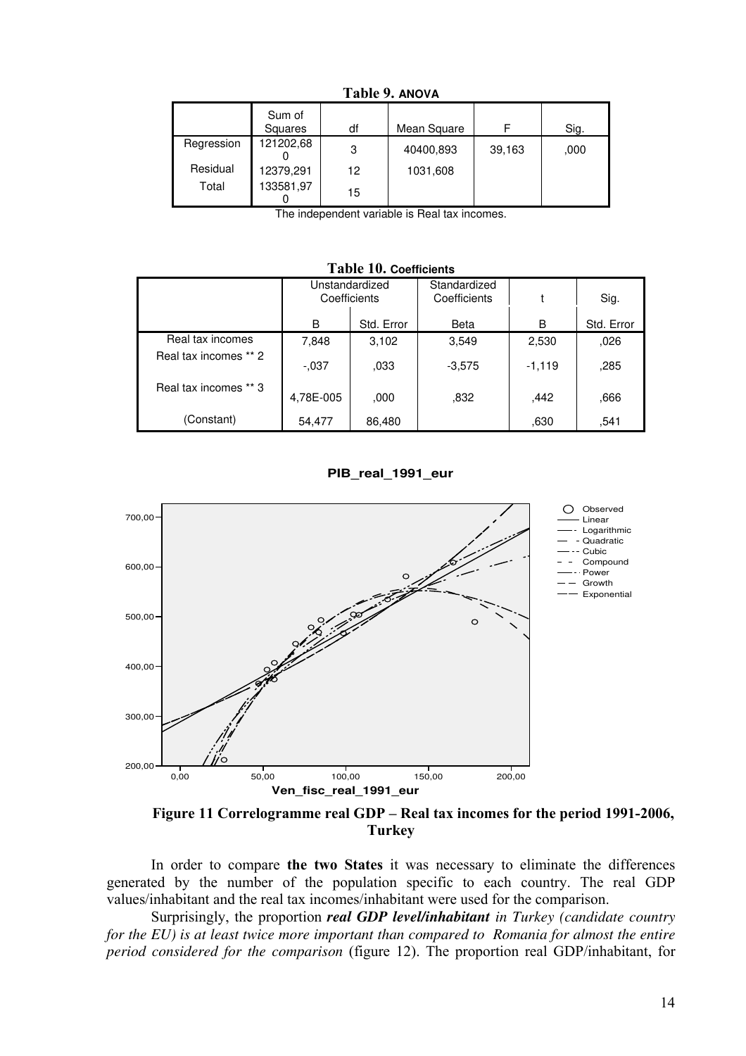**Table 9. ANOVA**

| | Sum of Squares | df | Mean Square | F | Sig. |
|---|---|---|---|---|---|
| Regression | 121202,680 | 3 | 40400,893 | 39,163 | ,000 |
| Residual | 12379,291 | 12 | 1031,608 | | |
| Total | 133581,970 | 15 | | | |

The independent variable is Real tax incomes.

**Table 10. Coefficients**

| | Unstandardized Coefficients | | Standardized Coefficients | t | Sig. |
|---|---|---|---|---|---|
| | B | Std. Error | Beta | B | Std. Error |
| Real tax incomes | 7,848 | 3,102 | 3,549 | 2,530 | ,026 |
| Real tax incomes ** 2 | -,037 | ,033 | -3,575 | -1,119 | ,285 |
| Real tax incomes ** 3 | 4,78E-005 | ,000 | ,832 | ,442 | ,666 |
| (Constant) | 54,477 | 86,480 | | ,630 | ,541 |

**Figure 11 Correlogramme real GDP – Real tax incomes for the period 1991-2006, Turkey**

In order to compare **the two States** it was necessary to eliminate the differences generated by the number of the population specific to each country. The real GDP values/inhabitant and the real tax incomes/inhabitant were used for the comparison.

Surprisingly, the proportion ***real GDP level/inhabitant*** *in Turkey (candidate country for the EU) is at least twice more important than compared to Romania for almost the entire period considered for the comparison* (figure 12). The proportion real GDP/inhabitant, for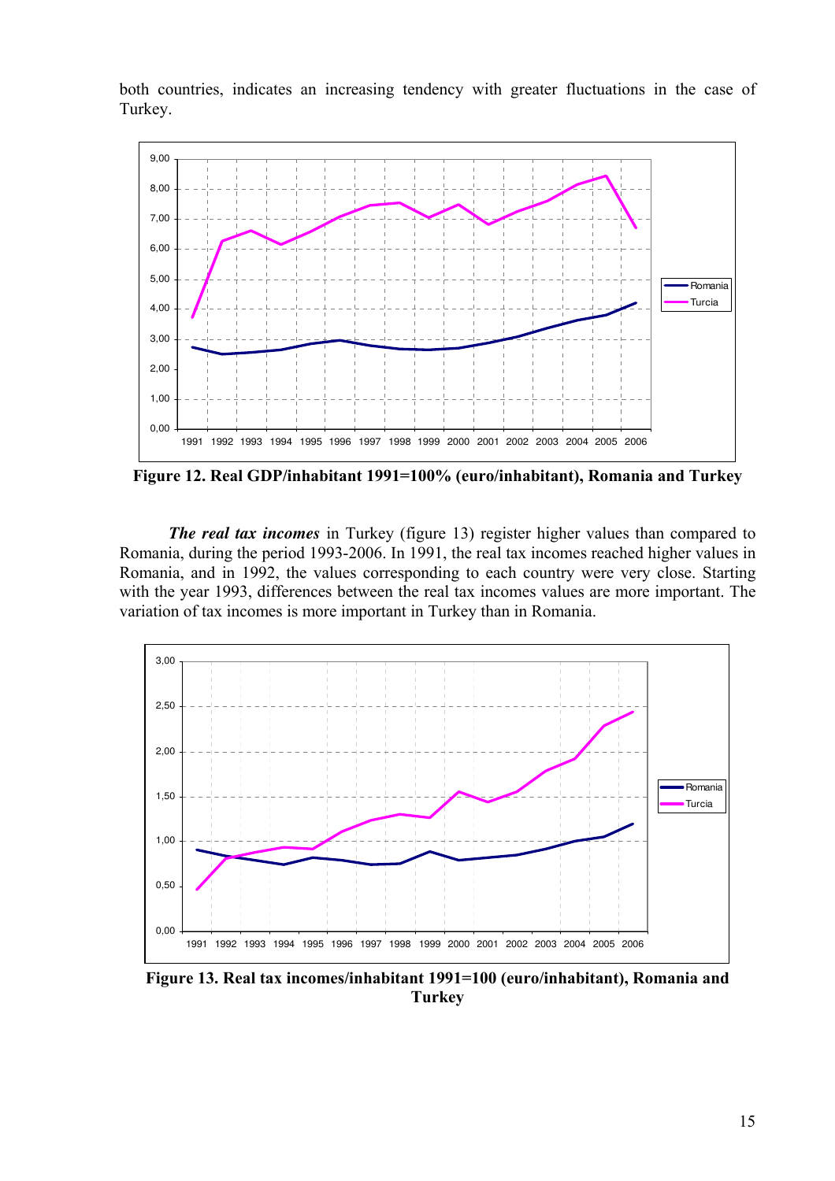both countries, indicates an increasing tendency with greater fluctuations in the case of Turkey.

**Figure 12. Real GDP/inhabitant 1991=100% (euro/inhabitant), Romania and Turkey**

***The real tax incomes*** in Turkey (figure 13) register higher values than compared to Romania, during the period 1993-2006. In 1991, the real tax incomes reached higher values in Romania, and in 1992, the values corresponding to each country were very close. Starting with the year 1993, differences between the real tax incomes values are more important. The variation of tax incomes is more important in Turkey than in Romania.

**Figure 13. Real tax incomes/inhabitant 1991=100 (euro/inhabitant), Romania and Turkey**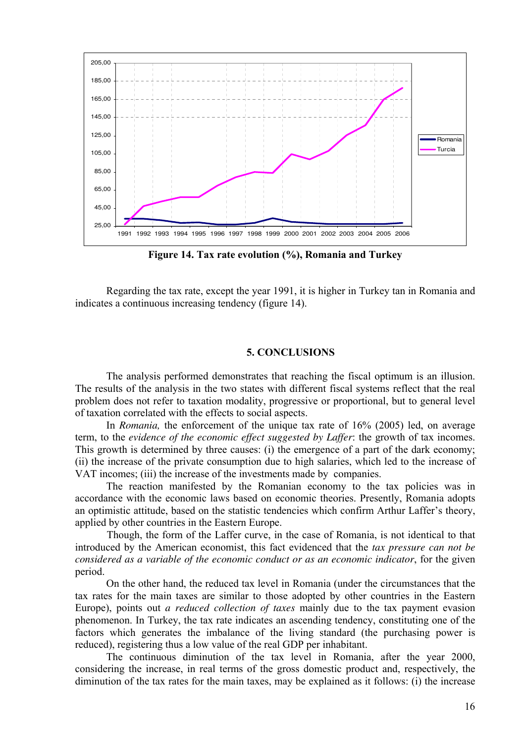**Figure 14. Tax rate evolution (%), Romania and Turkey**

Regarding the tax rate, except the year 1991, it is higher in Turkey tan in Romania and indicates a continuous increasing tendency (figure 14).

## 5. CONCLUSIONS

The analysis performed demonstrates that reaching the fiscal optimum is an illusion. The results of the analysis in the two states with different fiscal systems reflect that the real problem does not refer to taxation modality, progressive or proportional, but to general level of taxation correlated with the effects to social aspects.

In *Romania,* the enforcement of the unique tax rate of 16% (2005) led, on average term, to the *evidence of the economic effect suggested by Laffer*: the growth of tax incomes. This growth is determined by three causes: (i) the emergence of a part of the dark economy; (ii) the increase of the private consumption due to high salaries, which led to the increase of VAT incomes; (iii) the increase of the investments made by companies.

The reaction manifested by the Romanian economy to the tax policies was in accordance with the economic laws based on economic theories. Presently, Romania adopts an optimistic attitude, based on the statistic tendencies which confirm Arthur Laffer's theory, applied by other countries in the Eastern Europe.

Though, the form of the Laffer curve, in the case of Romania, is not identical to that introduced by the American economist, this fact evidenced that the *tax pressure can not be considered as a variable of the economic conduct or as an economic indicator*, for the given period.

On the other hand, the reduced tax level in Romania (under the circumstances that the tax rates for the main taxes are similar to those adopted by other countries in the Eastern Europe), points out *a reduced collection of taxes* mainly due to the tax payment evasion phenomenon. In Turkey, the tax rate indicates an ascending tendency, constituting one of the factors which generates the imbalance of the living standard (the purchasing power is reduced), registering thus a low value of the real GDP per inhabitant.

The continuous diminution of the tax level in Romania, after the year 2000, considering the increase, in real terms of the gross domestic product and, respectively, the diminution of the tax rates for the main taxes, may be explained as it follows: (i) the increase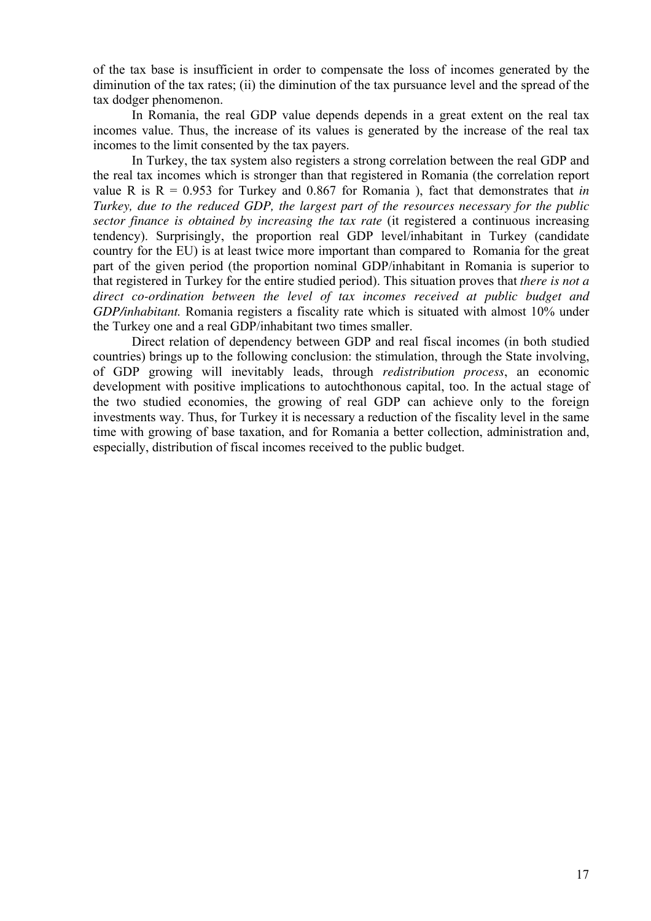of the tax base is insufficient in order to compensate the loss of incomes generated by the diminution of the tax rates; (ii) the diminution of the tax pursuance level and the spread of the tax dodger phenomenon.

In Romania, the real GDP value depends depends in a great extent on the real tax incomes value. Thus, the increase of its values is generated by the increase of the real tax incomes to the limit consented by the tax payers.

In Turkey, the tax system also registers a strong correlation between the real GDP and the real tax incomes which is stronger than that registered in Romania (the correlation report value R is R = 0.953 for Turkey and 0.867 for Romania ), fact that demonstrates that *in Turkey, due to the reduced GDP, the largest part of the resources necessary for the public sector finance is obtained by increasing the tax rate* (it registered a continuous increasing tendency). Surprisingly, the proportion real GDP level/inhabitant in Turkey (candidate country for the EU) is at least twice more important than compared to Romania for the great part of the given period (the proportion nominal GDP/inhabitant in Romania is superior to that registered in Turkey for the entire studied period). This situation proves that *there is not a direct co-ordination between the level of tax incomes received at public budget and GDP/inhabitant.* Romania registers a fiscality rate which is situated with almost 10% under the Turkey one and a real GDP/inhabitant two times smaller.

Direct relation of dependency between GDP and real fiscal incomes (in both studied countries) brings up to the following conclusion: the stimulation, through the State involving, of GDP growing will inevitably leads, through *redistribution process*, an economic development with positive implications to autochthonous capital, too. In the actual stage of the two studied economies, the growing of real GDP can achieve only to the foreign investments way. Thus, for Turkey it is necessary a reduction of the fiscality level in the same time with growing of base taxation, and for Romania a better collection, administration and, especially, distribution of fiscal incomes received to the public budget.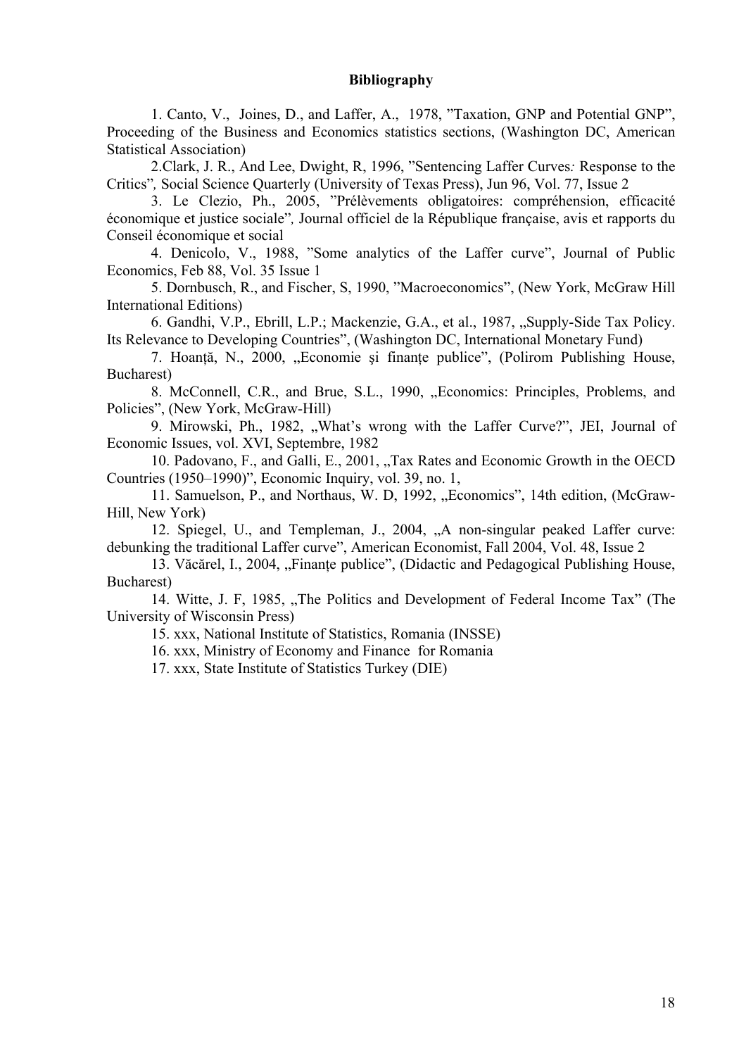**Bibliography**

1. Canto, V., Joines, D., and Laffer, A., 1978, ”Taxation, GNP and Potential GNP”, Proceeding of the Business and Economics statistics sections, (Washington DC, American Statistical Association)

2.Clark, J. R., And Lee, Dwight, R, 1996, ”Sentencing Laffer Curves*:* Response to the Critics”*,* Social Science Quarterly (University of Texas Press), Jun 96, Vol. 77, Issue 2

3. Le Clezio, Ph., 2005, ”Prélèvements obligatoires: compréhension, efficacité économique et justice sociale”*,* Journal officiel de la République française, avis et rapports du Conseil économique et social

4. Denicolo, V., 1988, ”Some analytics of the Laffer curve", Journal of Public Economics, Feb 88, Vol. 35 Issue 1

5. Dornbusch, R., and Fischer, S, 1990, ”Macroeconomics", (New York, McGraw Hill International Editions)

6. Gandhi, V.P., Ebrill, L.P.; Mackenzie, G.A., et al., 1987, „Supply-Side Tax Policy. Its Relevance to Developing Countries”, (Washington DC, International Monetary Fund)

7. Hoanță, N., 2000, „Economie şi finanțe publice”, (Polirom Publishing House, Bucharest)

8. McConnell, C.R., and Brue, S.L., 1990, „Economics: Principles, Problems, and Policies”, (New York, McGraw-Hill)

9. Mirowski, Ph., 1982, „What's wrong with the Laffer Curve?”, JEI, Journal of Economic Issues, vol. XVI, Septembre, 1982

10. Padovano, F., and Galli, E., 2001, „Tax Rates and Economic Growth in the OECD Countries (1950–1990)”, Economic Inquiry, vol. 39, no. 1,

11. Samuelson, P., and Northaus, W. D, 1992, „Economics”, 14th edition, (McGraw-Hill, New York)

12. Spiegel, U., and Templeman, J., 2004, „A non-singular peaked Laffer curve: debunking the traditional Laffer curve”, American Economist, Fall 2004, Vol. 48, Issue 2

13. Văcărel, I., 2004, „Finanțe publice”, (Didactic and Pedagogical Publishing House, Bucharest)

14. Witte, J. F, 1985, „The Politics and Development of Federal Income Tax” (The University of Wisconsin Press)

15. xxx, National Institute of Statistics, Romania (INSSE)

16. xxx, Ministry of Economy and Finance for Romania

17. xxx, State Institute of Statistics Turkey (DIE)